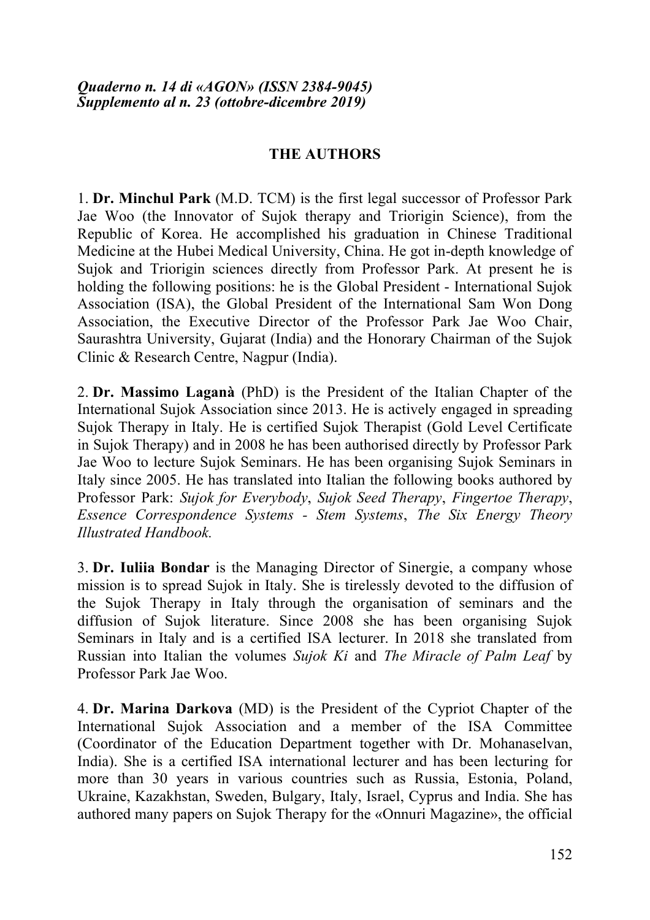*Quaderno n. 14 di «AGON» (ISSN 2384-9045)*
*Supplemento al n. 23 (ottobre-dicembre 2019)*

## THE AUTHORS

1. **Dr. Minchul Park** (M.D. TCM) is the first legal successor of Professor Park Jae Woo (the Innovator of Sujok therapy and Triorigin Science), from the Republic of Korea. He accomplished his graduation in Chinese Traditional Medicine at the Hubei Medical University, China. He got in-depth knowledge of Sujok and Triorigin sciences directly from Professor Park. At present he is holding the following positions: he is the Global President - International Sujok Association (ISA), the Global President of the International Sam Won Dong Association, the Executive Director of the Professor Park Jae Woo Chair, Saurashtra University, Gujarat (India) and the Honorary Chairman of the Sujok Clinic & Research Centre, Nagpur (India).

2. **Dr. Massimo Laganà** (PhD) is the President of the Italian Chapter of the International Sujok Association since 2013. He is actively engaged in spreading Sujok Therapy in Italy. He is certified Sujok Therapist (Gold Level Certificate in Sujok Therapy) and in 2008 he has been authorised directly by Professor Park Jae Woo to lecture Sujok Seminars. He has been organising Sujok Seminars in Italy since 2005. He has translated into Italian the following books authored by Professor Park: *Sujok for Everybody*, *Sujok Seed Therapy*, *Fingertoe Therapy*, *Essence Correspondence Systems - Stem Systems*, *The Six Energy Theory Illustrated Handbook.*

3. **Dr. Iuliia Bondar** is the Managing Director of Sinergie, a company whose mission is to spread Sujok in Italy. She is tirelessly devoted to the diffusion of the Sujok Therapy in Italy through the organisation of seminars and the diffusion of Sujok literature. Since 2008 she has been organising Sujok Seminars in Italy and is a certified ISA lecturer. In 2018 she translated from Russian into Italian the volumes *Sujok Ki* and *The Miracle of Palm Leaf* by Professor Park Jae Woo.

4. **Dr. Marina Darkova** (MD) is the President of the Cypriot Chapter of the International Sujok Association and a member of the ISA Committee (Coordinator of the Education Department together with Dr. Mohanaselvan, India). She is a certified ISA international lecturer and has been lecturing for more than 30 years in various countries such as Russia, Estonia, Poland, Ukraine, Kazakhstan, Sweden, Bulgary, Italy, Israel, Cyprus and India. She has authored many papers on Sujok Therapy for the «Onnuri Magazine», the official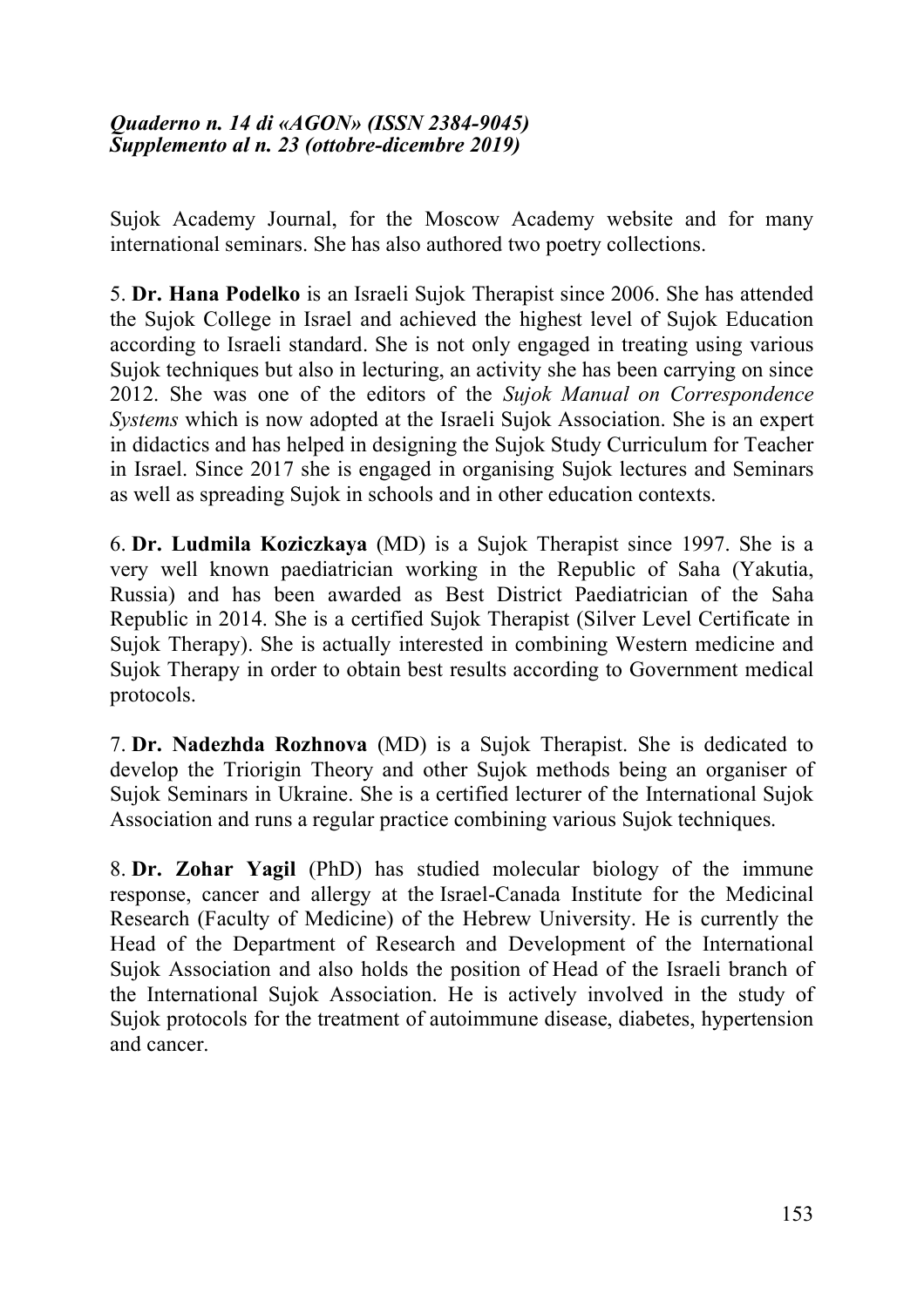Sujok Academy Journal, for the Moscow Academy website and for many international seminars. She has also authored two poetry collections.

5. **Dr. Hana Podelko** is an Israeli Sujok Therapist since 2006. She has attended the Sujok College in Israel and achieved the highest level of Sujok Education according to Israeli standard. She is not only engaged in treating using various Sujok techniques but also in lecturing, an activity she has been carrying on since 2012. She was one of the editors of the *Sujok Manual on Correspondence Systems* which is now adopted at the Israeli Sujok Association. She is an expert in didactics and has helped in designing the Sujok Study Curriculum for Teacher in Israel. Since 2017 she is engaged in organising Sujok lectures and Seminars as well as spreading Sujok in schools and in other education contexts.

6. **Dr. Ludmila Koziczkaya** (MD) is a Sujok Therapist since 1997. She is a very well known paediatrician working in the Republic of Saha (Yakutia, Russia) and has been awarded as Best District Paediatrician of the Saha Republic in 2014. She is a certified Sujok Therapist (Silver Level Certificate in Sujok Therapy). She is actually interested in combining Western medicine and Sujok Therapy in order to obtain best results according to Government medical protocols.

7. **Dr. Nadezhda Rozhnova** (MD) is a Sujok Therapist. She is dedicated to develop the Triorigin Theory and other Sujok methods being an organiser of Sujok Seminars in Ukraine. She is a certified lecturer of the International Sujok Association and runs a regular practice combining various Sujok techniques.

8. **Dr. Zohar Yagil** (PhD) has studied molecular biology of the immune response, cancer and allergy at the Israel-Canada Institute for the Medicinal Research (Faculty of Medicine) of the Hebrew University. He is currently the Head of the Department of Research and Development of the International Sujok Association and also holds the position of Head of the Israeli branch of the International Sujok Association. He is actively involved in the study of Sujok protocols for the treatment of autoimmune disease, diabetes, hypertension and cancer.